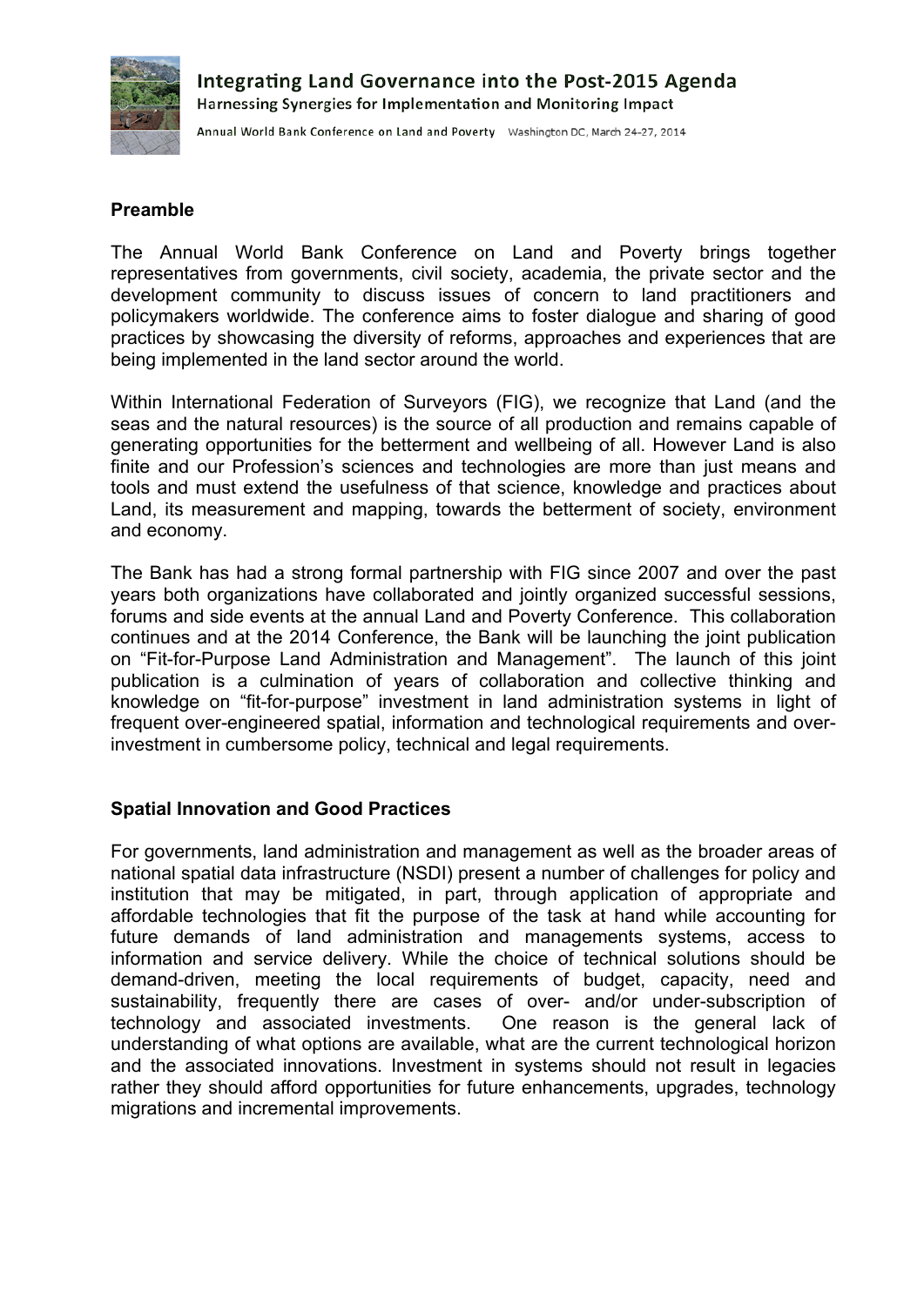# Integrating Land Governance into the Post-2015 Agenda

## Harnessing Synergies for Implementation and Monitoring Impact

Annual World Bank Conference on Land and Poverty Washington DC, March 24-27, 2014

**Preamble**

The Annual World Bank Conference on Land and Poverty brings together representatives from governments, civil society, academia, the private sector and the development community to discuss issues of concern to land practitioners and policymakers worldwide. The conference aims to foster dialogue and sharing of good practices by showcasing the diversity of reforms, approaches and experiences that are being implemented in the land sector around the world.

Within International Federation of Surveyors (FIG), we recognize that Land (and the seas and the natural resources) is the source of all production and remains capable of generating opportunities for the betterment and wellbeing of all. However Land is also finite and our Profession's sciences and technologies are more than just means and tools and must extend the usefulness of that science, knowledge and practices about Land, its measurement and mapping, towards the betterment of society, environment and economy.

The Bank has had a strong formal partnership with FIG since 2007 and over the past years both organizations have collaborated and jointly organized successful sessions, forums and side events at the annual Land and Poverty Conference. This collaboration continues and at the 2014 Conference, the Bank will be launching the joint publication on "Fit-for-Purpose Land Administration and Management". The launch of this joint publication is a culmination of years of collaboration and collective thinking and knowledge on "fit-for-purpose" investment in land administration systems in light of frequent over-engineered spatial, information and technological requirements and over-investment in cumbersome policy, technical and legal requirements.

**Spatial Innovation and Good Practices**

For governments, land administration and management as well as the broader areas of national spatial data infrastructure (NSDI) present a number of challenges for policy and institution that may be mitigated, in part, through application of appropriate and affordable technologies that fit the purpose of the task at hand while accounting for future demands of land administration and managements systems, access to information and service delivery. While the choice of technical solutions should be demand-driven, meeting the local requirements of budget, capacity, need and sustainability, frequently there are cases of over- and/or under-subscription of technology and associated investments. One reason is the general lack of understanding of what options are available, what are the current technological horizon and the associated innovations. Investment in systems should not result in legacies rather they should afford opportunities for future enhancements, upgrades, technology migrations and incremental improvements.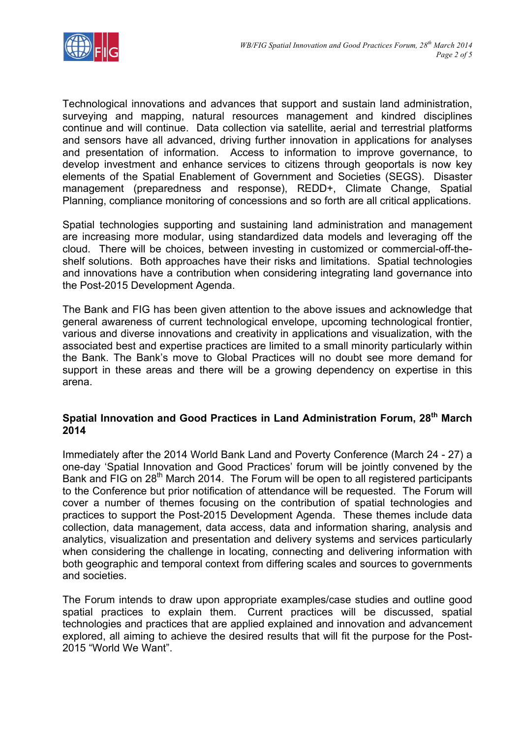Technological innovations and advances that support and sustain land administration, surveying and mapping, natural resources management and kindred disciplines continue and will continue. Data collection via satellite, aerial and terrestrial platforms and sensors have all advanced, driving further innovation in applications for analyses and presentation of information. Access to information to improve governance, to develop investment and enhance services to citizens through geoportals is now key elements of the Spatial Enablement of Government and Societies (SEGS). Disaster management (preparedness and response), REDD+, Climate Change, Spatial Planning, compliance monitoring of concessions and so forth are all critical applications.

Spatial technologies supporting and sustaining land administration and management are increasing more modular, using standardized data models and leveraging off the cloud. There will be choices, between investing in customized or commercial-off-the-shelf solutions. Both approaches have their risks and limitations. Spatial technologies and innovations have a contribution when considering integrating land governance into the Post-2015 Development Agenda.

The Bank and FIG has been given attention to the above issues and acknowledge that general awareness of current technological envelope, upcoming technological frontier, various and diverse innovations and creativity in applications and visualization, with the associated best and expertise practices are limited to a small minority particularly within the Bank. The Bank's move to Global Practices will no doubt see more demand for support in these areas and there will be a growing dependency on expertise in this arena.

## Spatial Innovation and Good Practices in Land Administration Forum, 28th March 2014

Immediately after the 2014 World Bank Land and Poverty Conference (March 24 - 27) a one-day 'Spatial Innovation and Good Practices' forum will be jointly convened by the Bank and FIG on 28th March 2014. The Forum will be open to all registered participants to the Conference but prior notification of attendance will be requested. The Forum will cover a number of themes focusing on the contribution of spatial technologies and practices to support the Post-2015 Development Agenda. These themes include data collection, data management, data access, data and information sharing, analysis and analytics, visualization and presentation and delivery systems and services particularly when considering the challenge in locating, connecting and delivering information with both geographic and temporal context from differing scales and sources to governments and societies.

The Forum intends to draw upon appropriate examples/case studies and outline good spatial practices to explain them. Current practices will be discussed, spatial technologies and practices that are applied explained and innovation and advancement explored, all aiming to achieve the desired results that will fit the purpose for the Post-2015 "World We Want".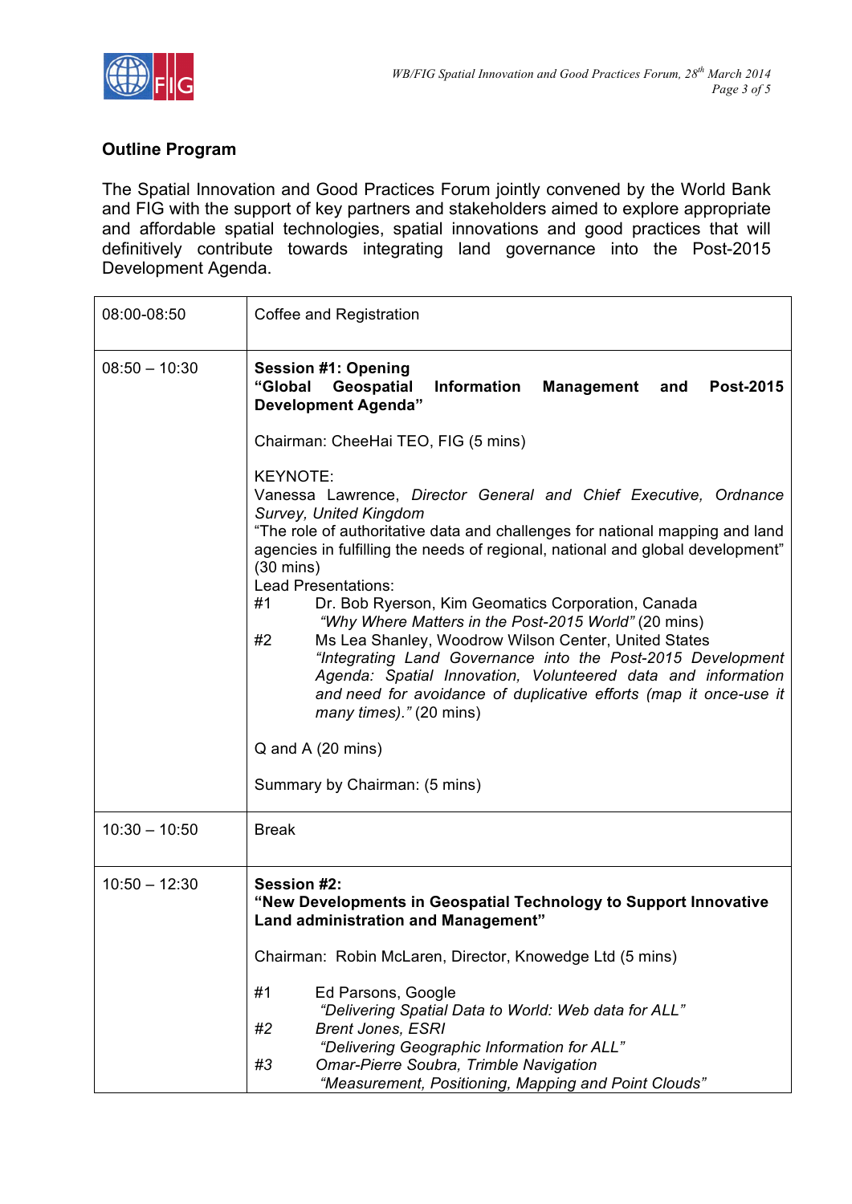## Outline Program

The Spatial Innovation and Good Practices Forum jointly convened by the World Bank and FIG with the support of key partners and stakeholders aimed to explore appropriate and affordable spatial technologies, spatial innovations and good practices that will definitively contribute towards integrating land governance into the Post-2015 Development Agenda.

| | |
|---|---|
| 08:00-08:50 | Coffee and Registration |
| 08:50 – 10:30 | **Session #1: Opening**<br>**“Global Geospatial Information Management and Post-2015 Development Agenda”**<br><br>Chairman: CheeHai TEO, FIG (5 mins)<br><br>KEYNOTE:<br>Vanessa Lawrence, *Director General and Chief Executive, Ordnance Survey, United Kingdom*<br>“The role of authoritative data and challenges for national mapping and land agencies in fulfilling the needs of regional, national and global development” (30 mins)<br>Lead Presentations:<br>#1 Dr. Bob Ryerson, Kim Geomatics Corporation, Canada<br>*“Why Where Matters in the Post-2015 World”* (20 mins)<br>#2 Ms Lea Shanley, Woodrow Wilson Center, United States<br>*“Integrating Land Governance into the Post-2015 Development Agenda: Spatial Innovation, Volunteered data and information and need for avoidance of duplicative efforts (map it once-use it many times).”* (20 mins)<br><br>Q and A (20 mins)<br><br>Summary by Chairman: (5 mins) |
| 10:30 – 10:50 | Break |
| 10:50 – 12:30 | **Session #2:**<br>**“New Developments in Geospatial Technology to Support Innovative Land administration and Management”**<br><br>Chairman: Robin McLaren, Director, Knowedge Ltd (5 mins)<br><br>#1 Ed Parsons, Google<br>*“Delivering Spatial Data to World: Web data for ALL”*<br>*#2 Brent Jones, ESRI*<br>*“Delivering Geographic Information for ALL”*<br>*#3 Omar-Pierre Soubra, Trimble Navigation*<br>*“Measurement, Positioning, Mapping and Point Clouds”* |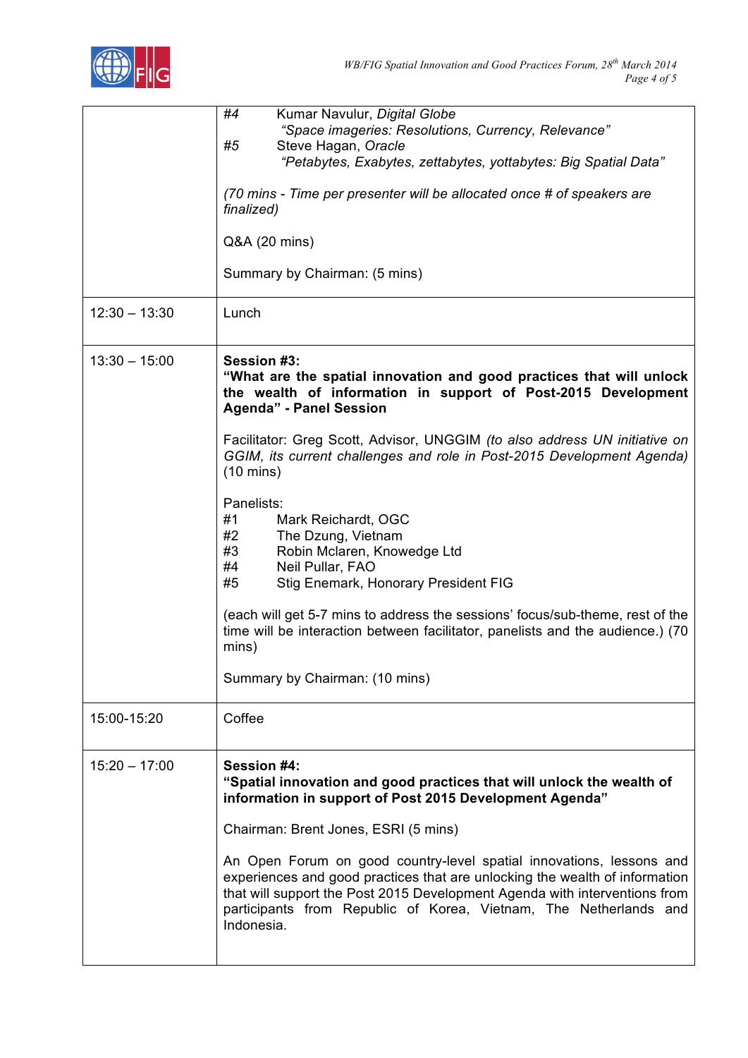| | |
|---|---|
| | #4 Kumar Navulur, *Digital Globe*<br>*"Space imageries: Resolutions, Currency, Relevance"*<br>#5 Steve Hagan, *Oracle*<br>*"Petabytes, Exabytes, zettabytes, yottabytes: Big Spatial Data"*<br><br>*(70 mins - Time per presenter will be allocated once # of speakers are finalized)*<br><br>Q&A (20 mins)<br><br>Summary by Chairman: (5 mins) |
| 12:30 – 13:30 | Lunch |
| 13:30 – 15:00 | **Session #3:**<br>**"What are the spatial innovation and good practices that will unlock the wealth of information in support of Post-2015 Development Agenda" - Panel Session**<br><br>Facilitator: Greg Scott, Advisor, UNGGIM *(to also address UN initiative on GGIM, its current challenges and role in Post-2015 Development Agenda)* (10 mins)<br><br>Panelists:<br>#1 Mark Reichardt, OGC<br>#2 The Dzung, Vietnam<br>#3 Robin Mclaren, Knowedge Ltd<br>#4 Neil Pullar, FAO<br>#5 Stig Enemark, Honorary President FIG<br><br>(each will get 5-7 mins to address the sessions' focus/sub-theme, rest of the time will be interaction between facilitator, panelists and the audience.) (70 mins)<br><br>Summary by Chairman: (10 mins) |
| 15:00-15:20 | Coffee |
| 15:20 – 17:00 | **Session #4:**<br>**"Spatial innovation and good practices that will unlock the wealth of information in support of Post 2015 Development Agenda"**<br><br>Chairman: Brent Jones, ESRI (5 mins)<br><br>An Open Forum on good country-level spatial innovations, lessons and experiences and good practices that are unlocking the wealth of information that will support the Post 2015 Development Agenda with interventions from participants from Republic of Korea, Vietnam, The Netherlands and Indonesia. |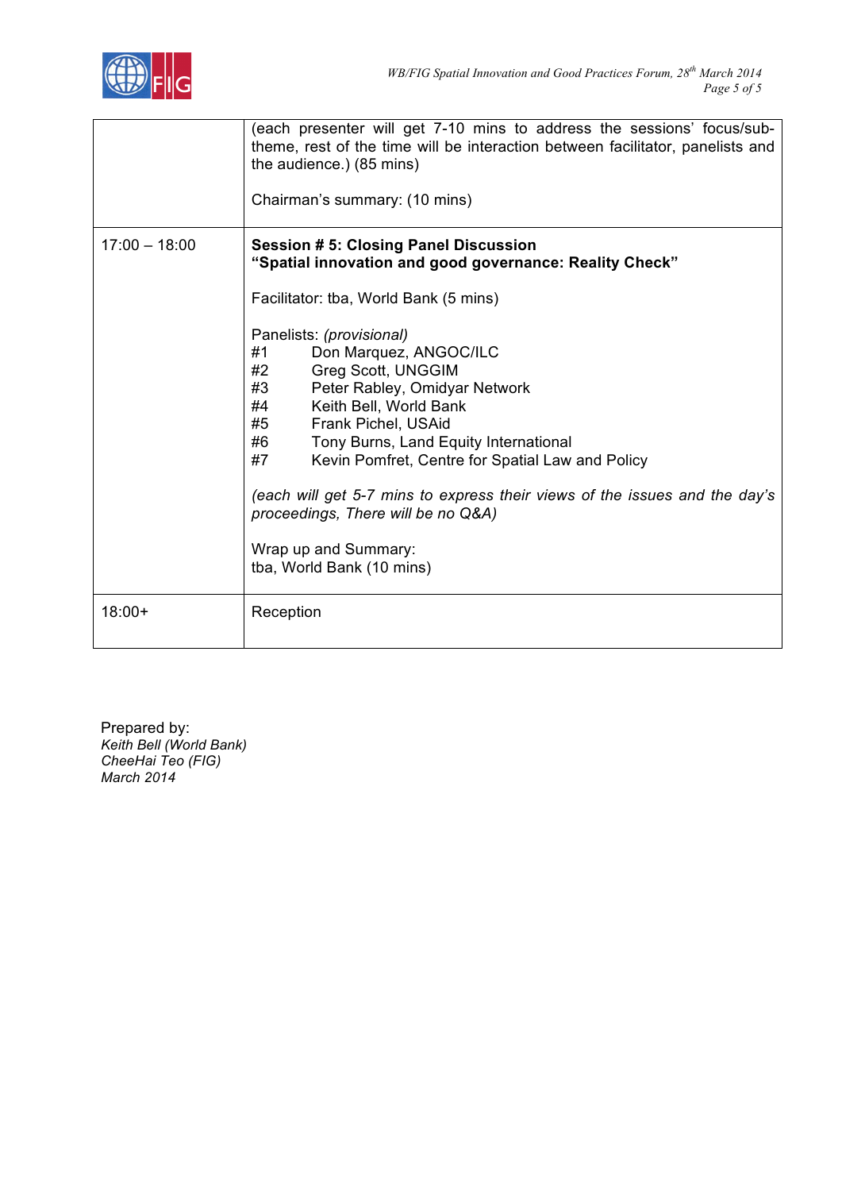| | |
|---|---|
| | (each presenter will get 7-10 mins to address the sessions' focus/sub-theme, rest of the time will be interaction between facilitator, panelists and the audience.) (85 mins)<br><br>Chairman's summary: (10 mins) |
| 17:00 – 18:00 | **Session # 5: Closing Panel Discussion**<br>**"Spatial innovation and good governance: Reality Check"**<br><br>Facilitator: tba, World Bank (5 mins)<br><br>Panelists: *(provisional)*<br>#1 Don Marquez, ANGOC/ILC<br>#2 Greg Scott, UNGGIM<br>#3 Peter Rabley, Omidyar Network<br>#4 Keith Bell, World Bank<br>#5 Frank Pichel, USAid<br>#6 Tony Burns, Land Equity International<br>#7 Kevin Pomfret, Centre for Spatial Law and Policy<br><br>*(each will get 5-7 mins to express their views of the issues and the day's proceedings, There will be no Q&A)*<br><br>Wrap up and Summary:<br>tba, World Bank (10 mins) |
| 18:00+ | Reception |

Prepared by:
*Keith Bell (World Bank)*
*CheeHai Teo (FIG)*
*March 2014*